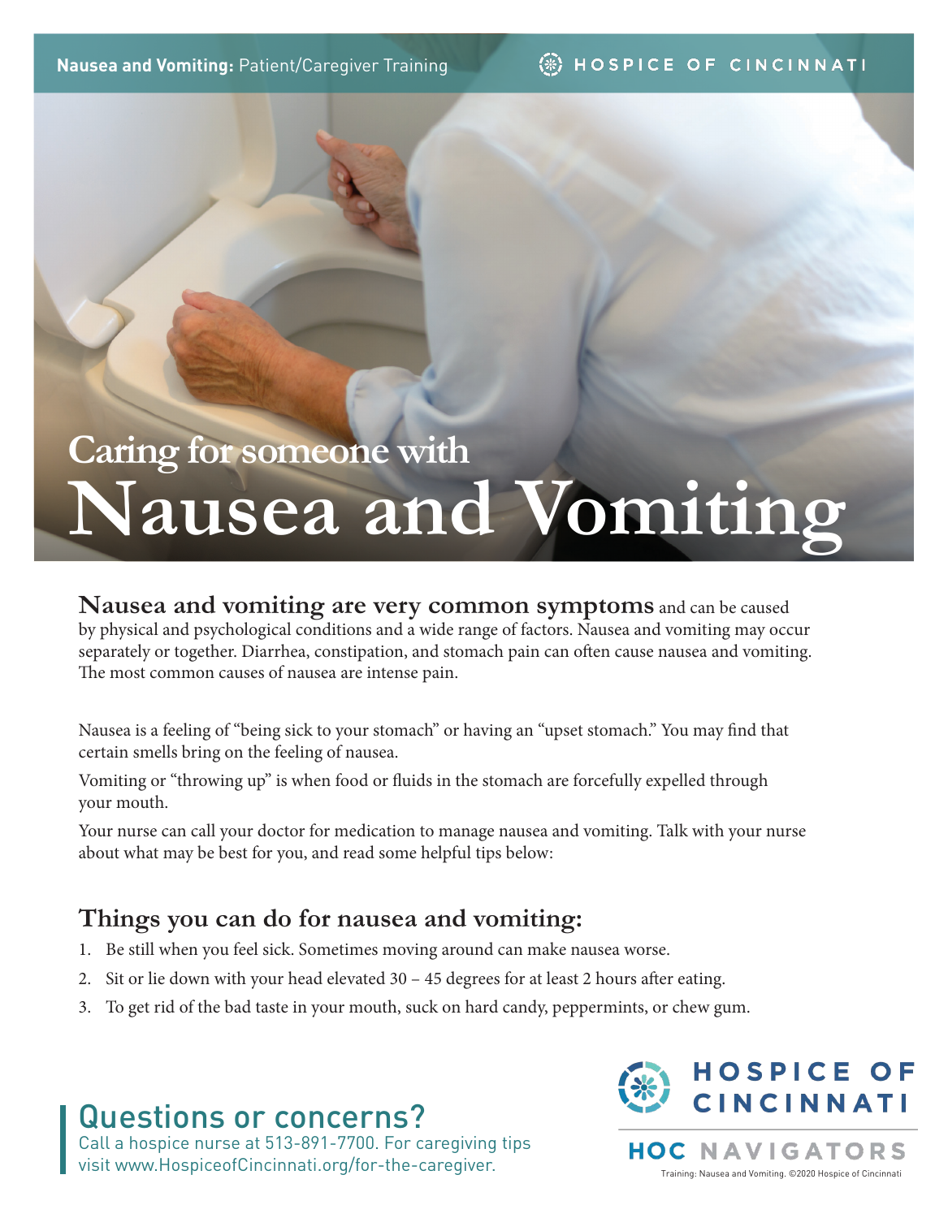Nausea and Vomiting: Patient/Caregiver Training

# Caring for someone with Nausea and Vomiting

**Nausea and vomiting are very common symptoms** and can be caused by physical and psychological conditions and a wide range of factors. Nausea and vomiting may occur separately or together. Diarrhea, constipation, and stomach pain can often cause nausea and vomiting. The most common causes of nausea are intense pain.

Nausea is a feeling of "being sick to your stomach" or having an "upset stomach." You may find that certain smells bring on the feeling of nausea.

Vomiting or "throwing up" is when food or fluids in the stomach are forcefully expelled through your mouth.

Your nurse can call your doctor for medication to manage nausea and vomiting. Talk with your nurse about what may be best for you, and read some helpful tips below:

## Things you can do for nausea and vomiting:

1. Be still when you feel sick. Sometimes moving around can make nausea worse.
2. Sit or lie down with your head elevated 30 – 45 degrees for at least 2 hours after eating.
3. To get rid of the bad taste in your mouth, suck on hard candy, peppermints, or chew gum.

## Questions or concerns?

Call a hospice nurse at 513-891-7700. For caregiving tips visit www.HospiceofCincinnati.org/for-the-caregiver.

HOSPICE OF CINCINNATI

HOC NAVIGATORS

Training: Nausea and Vomiting. ©2020 Hospice of Cincinnati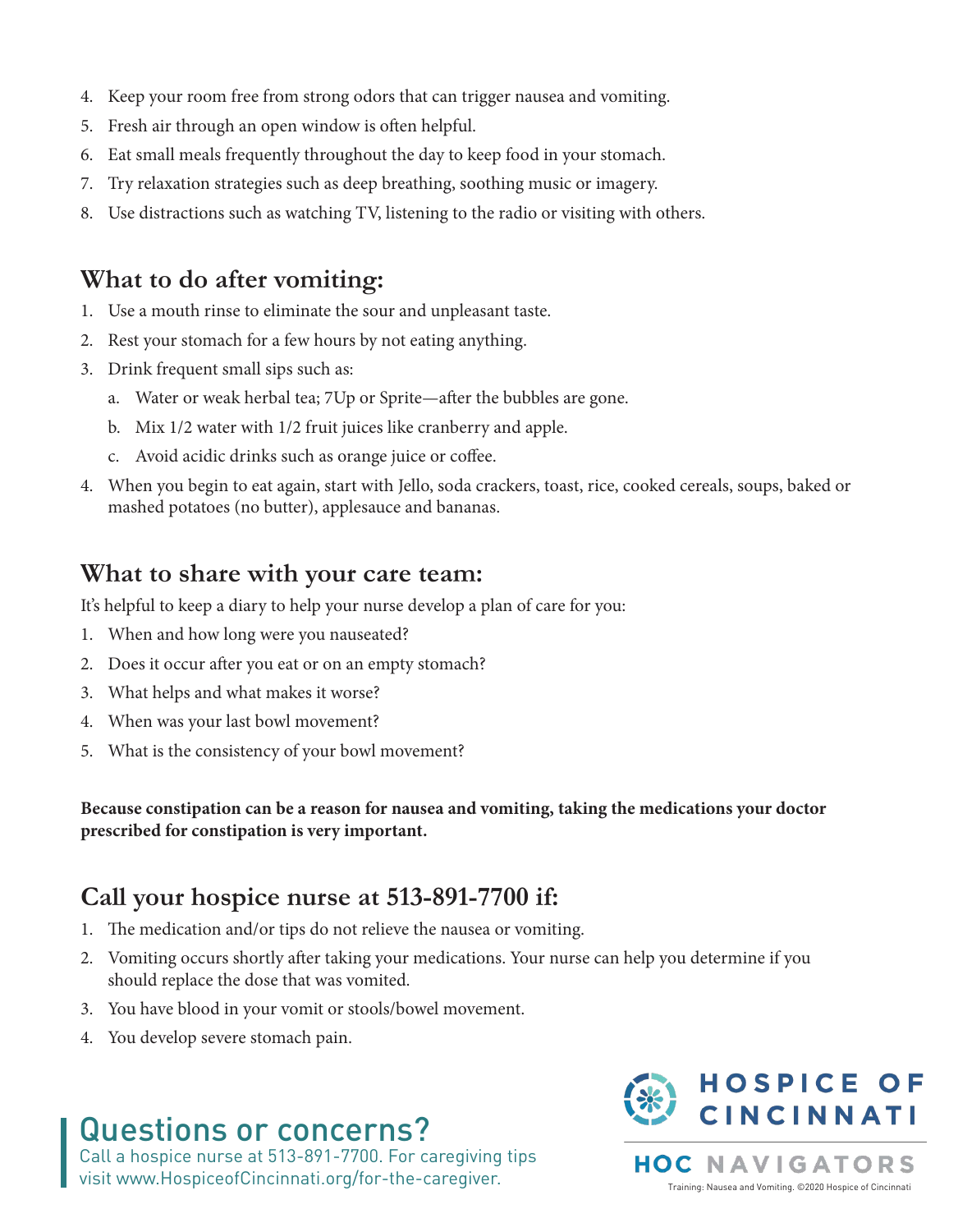4. Keep your room free from strong odors that can trigger nausea and vomiting.
5. Fresh air through an open window is often helpful.
6. Eat small meals frequently throughout the day to keep food in your stomach.
7. Try relaxation strategies such as deep breathing, soothing music or imagery.
8. Use distractions such as watching TV, listening to the radio or visiting with others.

## What to do after vomiting:

1. Use a mouth rinse to eliminate the sour and unpleasant taste.
2. Rest your stomach for a few hours by not eating anything.
3. Drink frequent small sips such as:
   a. Water or weak herbal tea; 7Up or Sprite—after the bubbles are gone.
   b. Mix 1/2 water with 1/2 fruit juices like cranberry and apple.
   c. Avoid acidic drinks such as orange juice or coffee.
4. When you begin to eat again, start with Jello, soda crackers, toast, rice, cooked cereals, soups, baked or mashed potatoes (no butter), applesauce and bananas.

## What to share with your care team:

It's helpful to keep a diary to help your nurse develop a plan of care for you:

1. When and how long were you nauseated?
2. Does it occur after you eat or on an empty stomach?
3. What helps and what makes it worse?
4. When was your last bowl movement?
5. What is the consistency of your bowl movement?

**Because constipation can be a reason for nausea and vomiting, taking the medications your doctor prescribed for constipation is very important.**

## Call your hospice nurse at 513-891-7700 if:

1. The medication and/or tips do not relieve the nausea or vomiting.
2. Vomiting occurs shortly after taking your medications. Your nurse can help you determine if you should replace the dose that was vomited.
3. You have blood in your vomit or stools/bowel movement.
4. You develop severe stomach pain.

## Questions or concerns?

Call a hospice nurse at 513-891-7700. For caregiving tips visit www.HospiceofCincinnati.org/for-the-caregiver.

HOSPICE OF CINCINNATI

HOC NAVIGATORS

Training: Nausea and Vomiting. ©2020 Hospice of Cincinnati